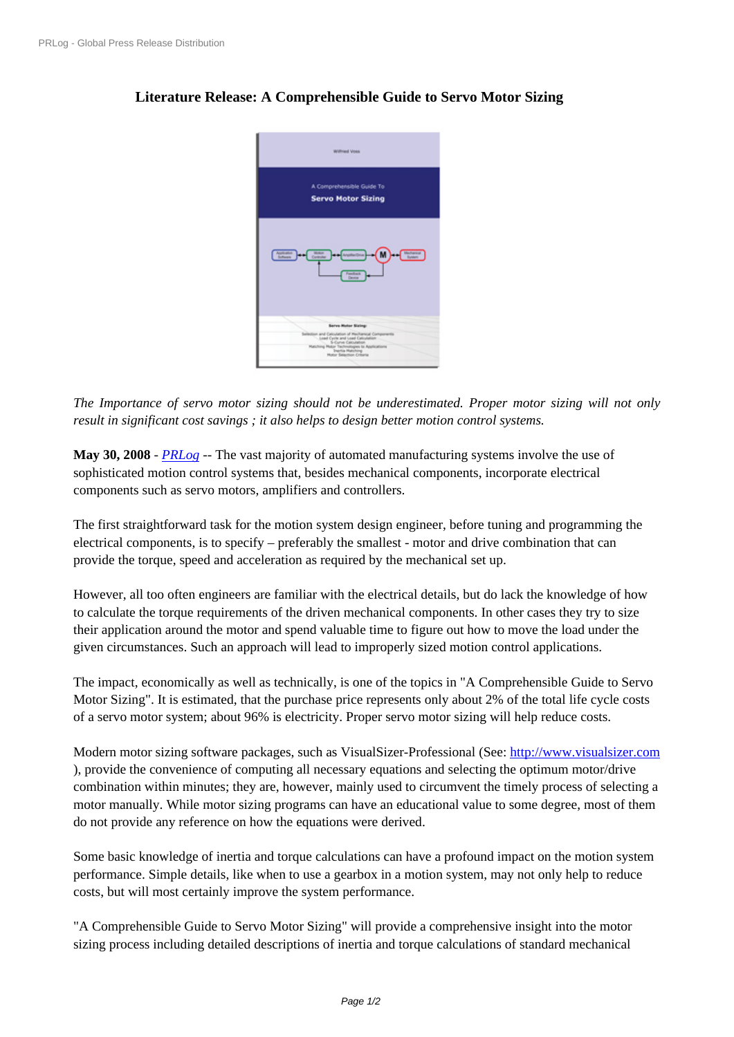# Literature Release: A Comprehensible Guide to Servo Motor Sizing

*The Importance of servo motor sizing should not be underestimated. Proper motor sizing will not only result in significant cost savings ; it also helps to design better motion control systems.*

**May 30, 2008** - *PRLog* -- The vast majority of automated manufacturing systems involve the use of sophisticated motion control systems that, besides mechanical components, incorporate electrical components such as servo motors, amplifiers and controllers.

The first straightforward task for the motion system design engineer, before tuning and programming the electrical components, is to specify – preferably the smallest - motor and drive combination that can provide the torque, speed and acceleration as required by the mechanical set up.

However, all too often engineers are familiar with the electrical details, but do lack the knowledge of how to calculate the torque requirements of the driven mechanical components. In other cases they try to size their application around the motor and spend valuable time to figure out how to move the load under the given circumstances. Such an approach will lead to improperly sized motion control applications.

The impact, economically as well as technically, is one of the topics in "A Comprehensible Guide to Servo Motor Sizing". It is estimated, that the purchase price represents only about 2% of the total life cycle costs of a servo motor system; about 96% is electricity. Proper servo motor sizing will help reduce costs.

Modern motor sizing software packages, such as VisualSizer-Professional (See: http://www.visualsizer.com ), provide the convenience of computing all necessary equations and selecting the optimum motor/drive combination within minutes; they are, however, mainly used to circumvent the timely process of selecting a motor manually. While motor sizing programs can have an educational value to some degree, most of them do not provide any reference on how the equations were derived.

Some basic knowledge of inertia and torque calculations can have a profound impact on the motion system performance. Simple details, like when to use a gearbox in a motion system, may not only help to reduce costs, but will most certainly improve the system performance.

"A Comprehensible Guide to Servo Motor Sizing" will provide a comprehensive insight into the motor sizing process including detailed descriptions of inertia and torque calculations of standard mechanical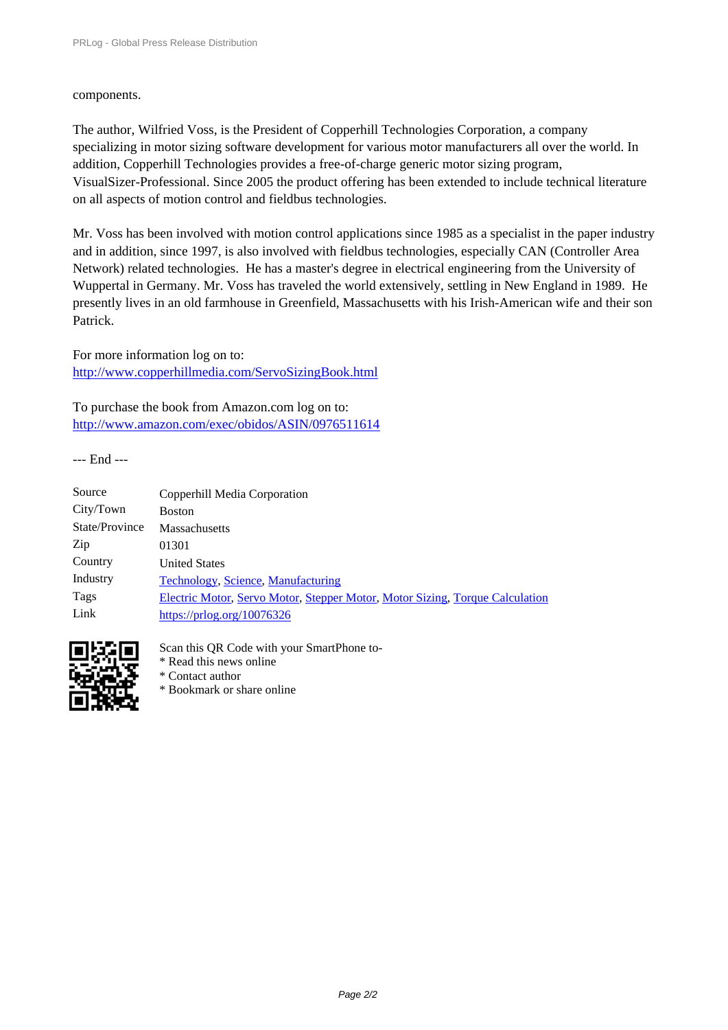components.

The author, Wilfried Voss, is the President of Copperhill Technologies Corporation, a company specializing in motor sizing software development for various motor manufacturers all over the world. In addition, Copperhill Technologies provides a free-of-charge generic motor sizing program, VisualSizer-Professional. Since 2005 the product offering has been extended to include technical literature on all aspects of motion control and fieldbus technologies.

Mr. Voss has been involved with motion control applications since 1985 as a specialist in the paper industry and in addition, since 1997, is also involved with fieldbus technologies, especially CAN (Controller Area Network) related technologies. He has a master's degree in electrical engineering from the University of Wuppertal in Germany. Mr. Voss has traveled the world extensively, settling in New England in 1989. He presently lives in an old farmhouse in Greenfield, Massachusetts with his Irish-American wife and their son Patrick.

For more information log on to:
http://www.copperhillmedia.com/ServoSizingBook.html

To purchase the book from Amazon.com log on to:
http://www.amazon.com/exec/obidos/ASIN/0976511614

--- End ---

| | |
|---|---|
| Source | Copperhill Media Corporation |
| City/Town | Boston |
| State/Province | Massachusetts |
| Zip | 01301 |
| Country | United States |
| Industry | Technology, Science, Manufacturing |
| Tags | Electric Motor, Servo Motor, Stepper Motor, Motor Sizing, Torque Calculation |
| Link | https://prlog.org/10076326 |

Scan this QR Code with your SmartPhone to-
* Read this news online
* Contact author
* Bookmark or share online